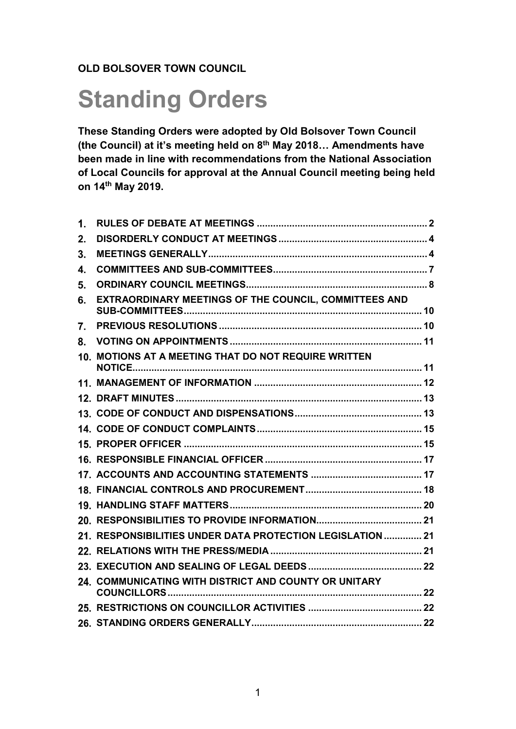**OLD BOLSOVER TOWN COUNCIL**

# Standing Orders

**These Standing Orders were adopted by Old Bolsover Town Council (the Council) at it's meeting held on 8th May 2018… Amendments have been made in line with recommendations from the National Association of Local Councils for approval at the Annual Council meeting being held on 14th May 2019.**

| | | |
|---|---|---|
| 1. | RULES OF DEBATE AT MEETINGS | 2 |
| 2. | DISORDERLY CONDUCT AT MEETINGS | 4 |
| 3. | MEETINGS GENERALLY | 4 |
| 4. | COMMITTEES AND SUB-COMMITTEES | 7 |
| 5. | ORDINARY COUNCIL MEETINGS | 8 |
| 6. | EXTRAORDINARY MEETINGS OF THE COUNCIL, COMMITTEES AND SUB-COMMITTEES | 10 |
| 7. | PREVIOUS RESOLUTIONS | 10 |
| 8. | VOTING ON APPOINTMENTS | 11 |
| 10. | MOTIONS AT A MEETING THAT DO NOT REQUIRE WRITTEN NOTICE | 11 |
| 11. | MANAGEMENT OF INFORMATION | 12 |
| 12. | DRAFT MINUTES | 13 |
| 13. | CODE OF CONDUCT AND DISPENSATIONS | 13 |
| 14. | CODE OF CONDUCT COMPLAINTS | 15 |
| 15. | PROPER OFFICER | 15 |
| 16. | RESPONSIBLE FINANCIAL OFFICER | 17 |
| 17. | ACCOUNTS AND ACCOUNTING STATEMENTS | 17 |
| 18. | FINANCIAL CONTROLS AND PROCUREMENT | 18 |
| 19. | HANDLING STAFF MATTERS | 20 |
| 20. | RESPONSIBILITIES TO PROVIDE INFORMATION | 21 |
| 21. | RESPONSIBILITIES UNDER DATA PROTECTION LEGISLATION | 21 |
| 22. | RELATIONS WITH THE PRESS/MEDIA | 21 |
| 23. | EXECUTION AND SEALING OF LEGAL DEEDS | 22 |
| 24. | COMMUNICATING WITH DISTRICT AND COUNTY OR UNITARY COUNCILLORS | 22 |
| 25. | RESTRICTIONS ON COUNCILLOR ACTIVITIES | 22 |
| 26. | STANDING ORDERS GENERALLY | 22 |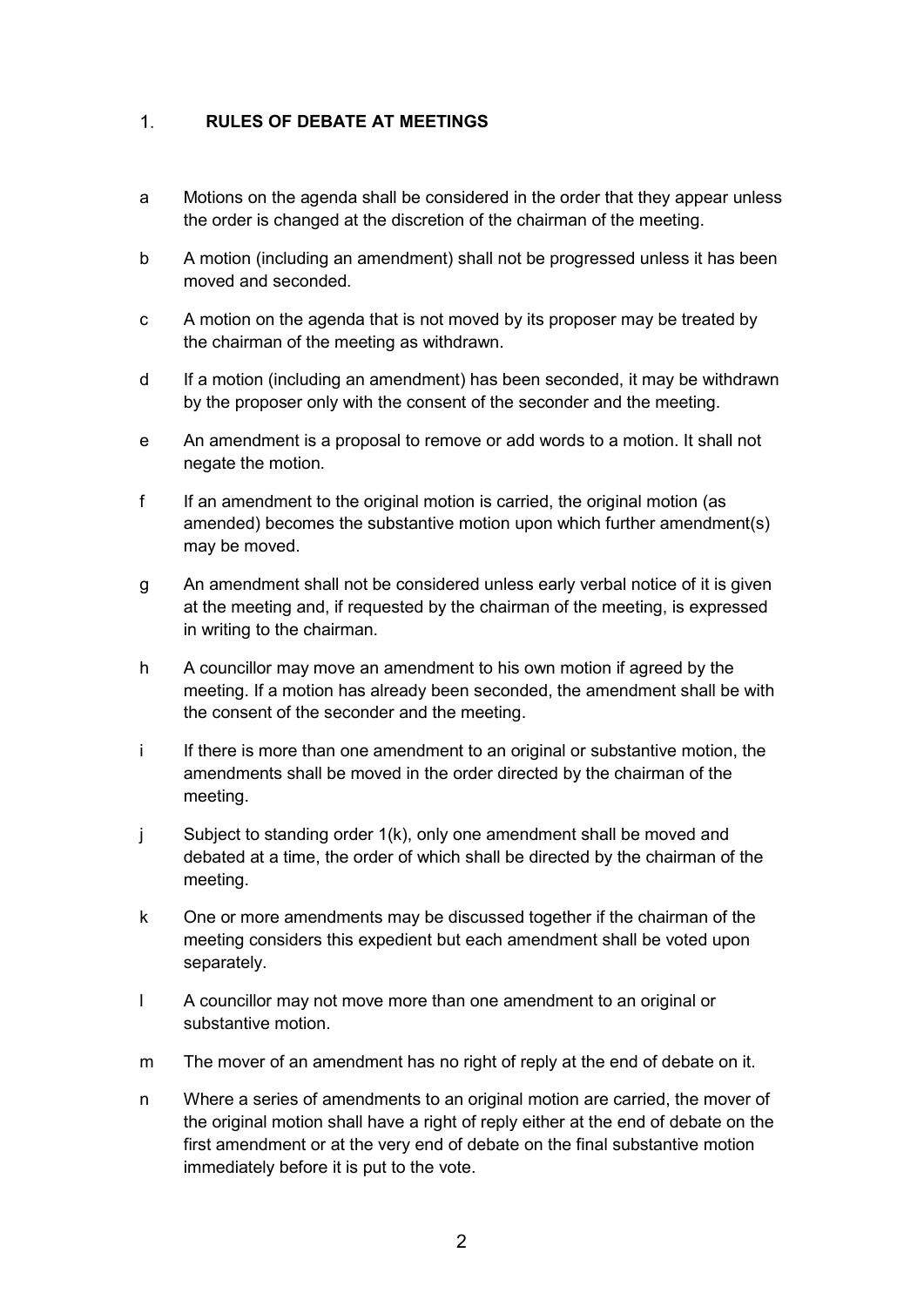## 1. RULES OF DEBATE AT MEETINGS

a Motions on the agenda shall be considered in the order that they appear unless the order is changed at the discretion of the chairman of the meeting.

b A motion (including an amendment) shall not be progressed unless it has been moved and seconded.

c A motion on the agenda that is not moved by its proposer may be treated by the chairman of the meeting as withdrawn.

d If a motion (including an amendment) has been seconded, it may be withdrawn by the proposer only with the consent of the seconder and the meeting.

e An amendment is a proposal to remove or add words to a motion. It shall not negate the motion.

f If an amendment to the original motion is carried, the original motion (as amended) becomes the substantive motion upon which further amendment(s) may be moved.

g An amendment shall not be considered unless early verbal notice of it is given at the meeting and, if requested by the chairman of the meeting, is expressed in writing to the chairman.

h A councillor may move an amendment to his own motion if agreed by the meeting. If a motion has already been seconded, the amendment shall be with the consent of the seconder and the meeting.

i If there is more than one amendment to an original or substantive motion, the amendments shall be moved in the order directed by the chairman of the meeting.

j Subject to standing order 1(k), only one amendment shall be moved and debated at a time, the order of which shall be directed by the chairman of the meeting.

k One or more amendments may be discussed together if the chairman of the meeting considers this expedient but each amendment shall be voted upon separately.

l A councillor may not move more than one amendment to an original or substantive motion.

m The mover of an amendment has no right of reply at the end of debate on it.

n Where a series of amendments to an original motion are carried, the mover of the original motion shall have a right of reply either at the end of debate on the first amendment or at the very end of debate on the final substantive motion immediately before it is put to the vote.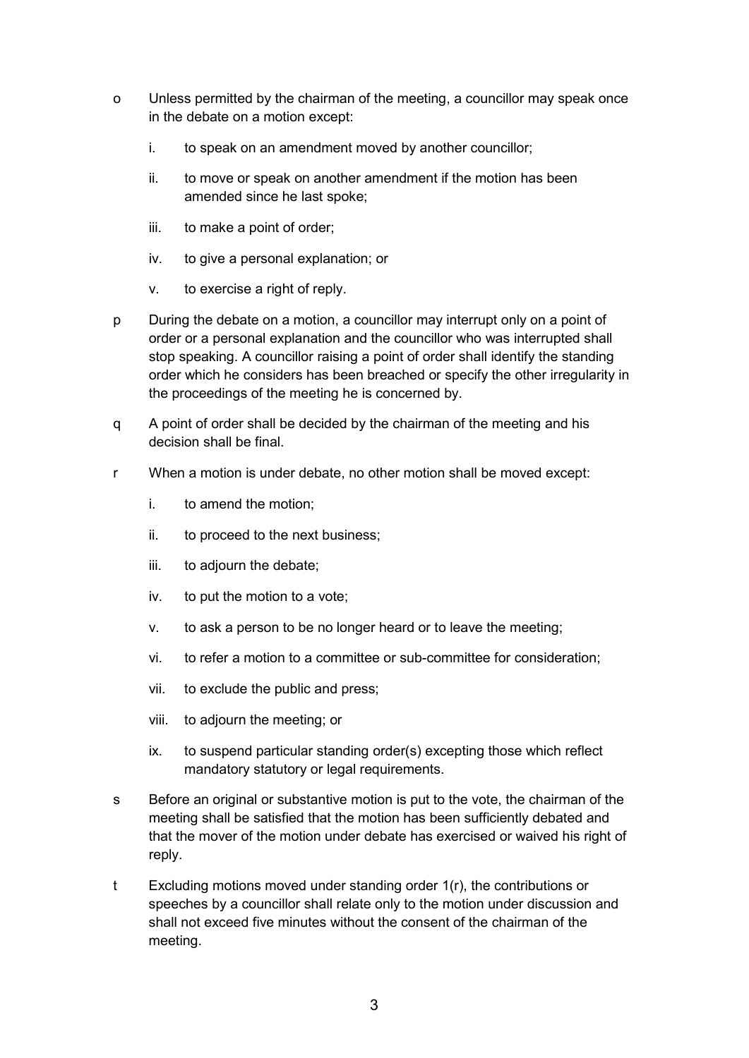o Unless permitted by the chairman of the meeting, a councillor may speak once in the debate on a motion except:

   i. to speak on an amendment moved by another councillor;

   ii. to move or speak on another amendment if the motion has been amended since he last spoke;

   iii. to make a point of order;

   iv. to give a personal explanation; or

   v. to exercise a right of reply.

p During the debate on a motion, a councillor may interrupt only on a point of order or a personal explanation and the councillor who was interrupted shall stop speaking. A councillor raising a point of order shall identify the standing order which he considers has been breached or specify the other irregularity in the proceedings of the meeting he is concerned by.

q A point of order shall be decided by the chairman of the meeting and his decision shall be final.

r When a motion is under debate, no other motion shall be moved except:

   i. to amend the motion;

   ii. to proceed to the next business;

   iii. to adjourn the debate;

   iv. to put the motion to a vote;

   v. to ask a person to be no longer heard or to leave the meeting;

   vi. to refer a motion to a committee or sub-committee for consideration;

   vii. to exclude the public and press;

   viii. to adjourn the meeting; or

   ix. to suspend particular standing order(s) excepting those which reflect mandatory statutory or legal requirements.

s Before an original or substantive motion is put to the vote, the chairman of the meeting shall be satisfied that the motion has been sufficiently debated and that the mover of the motion under debate has exercised or waived his right of reply.

t Excluding motions moved under standing order 1(r), the contributions or speeches by a councillor shall relate only to the motion under discussion and shall not exceed five minutes without the consent of the chairman of the meeting.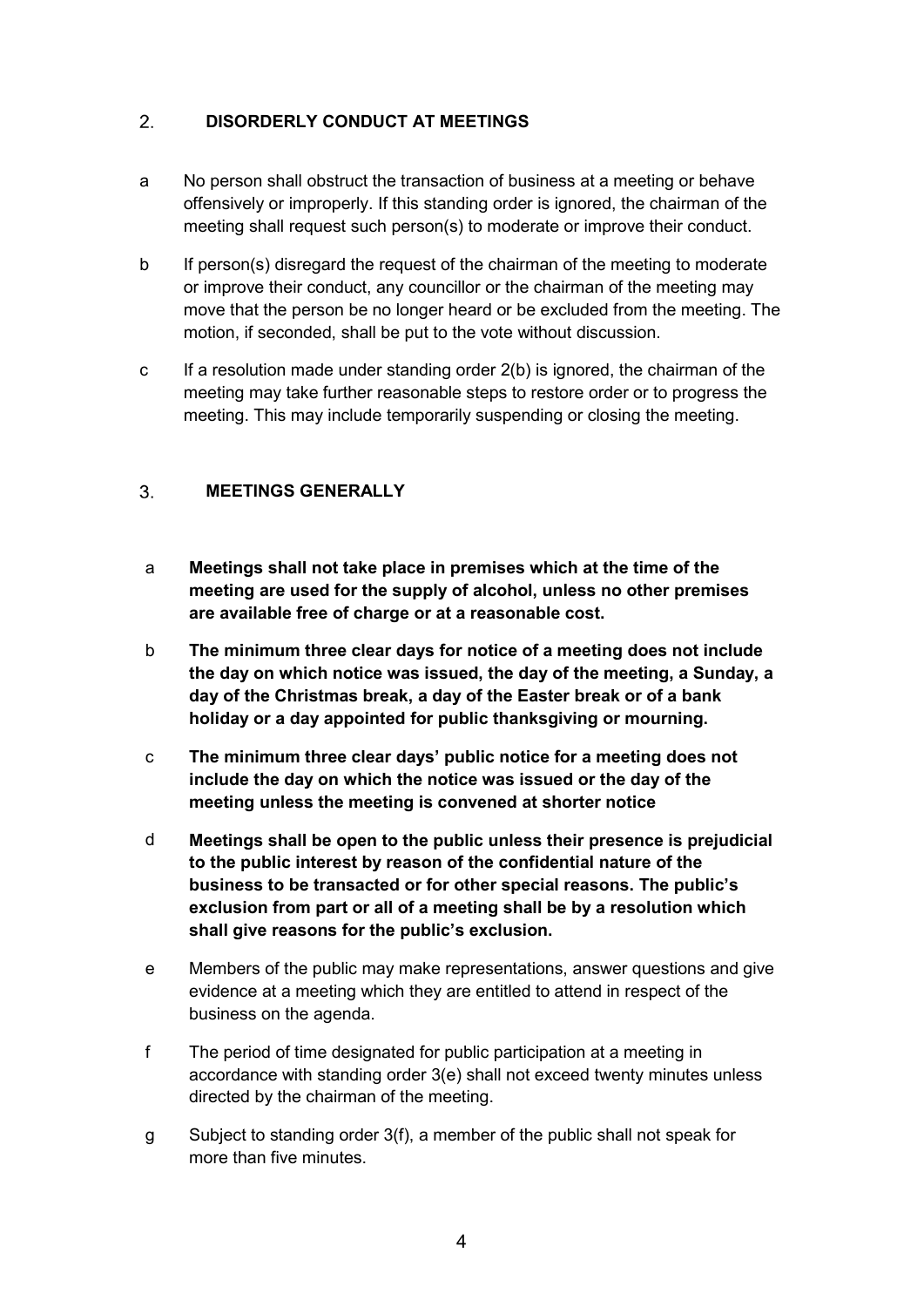## 2. DISORDERLY CONDUCT AT MEETINGS

a No person shall obstruct the transaction of business at a meeting or behave offensively or improperly. If this standing order is ignored, the chairman of the meeting shall request such person(s) to moderate or improve their conduct.

b If person(s) disregard the request of the chairman of the meeting to moderate or improve their conduct, any councillor or the chairman of the meeting may move that the person be no longer heard or be excluded from the meeting. The motion, if seconded, shall be put to the vote without discussion.

c If a resolution made under standing order 2(b) is ignored, the chairman of the meeting may take further reasonable steps to restore order or to progress the meeting. This may include temporarily suspending or closing the meeting.

## 3. MEETINGS GENERALLY

a **Meetings shall not take place in premises which at the time of the meeting are used for the supply of alcohol, unless no other premises are available free of charge or at a reasonable cost.**

b **The minimum three clear days for notice of a meeting does not include the day on which notice was issued, the day of the meeting, a Sunday, a day of the Christmas break, a day of the Easter break or of a bank holiday or a day appointed for public thanksgiving or mourning.**

c **The minimum three clear days' public notice for a meeting does not include the day on which the notice was issued or the day of the meeting unless the meeting is convened at shorter notice**

d **Meetings shall be open to the public unless their presence is prejudicial to the public interest by reason of the confidential nature of the business to be transacted or for other special reasons. The public's exclusion from part or all of a meeting shall be by a resolution which shall give reasons for the public's exclusion.**

e Members of the public may make representations, answer questions and give evidence at a meeting which they are entitled to attend in respect of the business on the agenda.

f The period of time designated for public participation at a meeting in accordance with standing order 3(e) shall not exceed twenty minutes unless directed by the chairman of the meeting.

g Subject to standing order 3(f), a member of the public shall not speak for more than five minutes.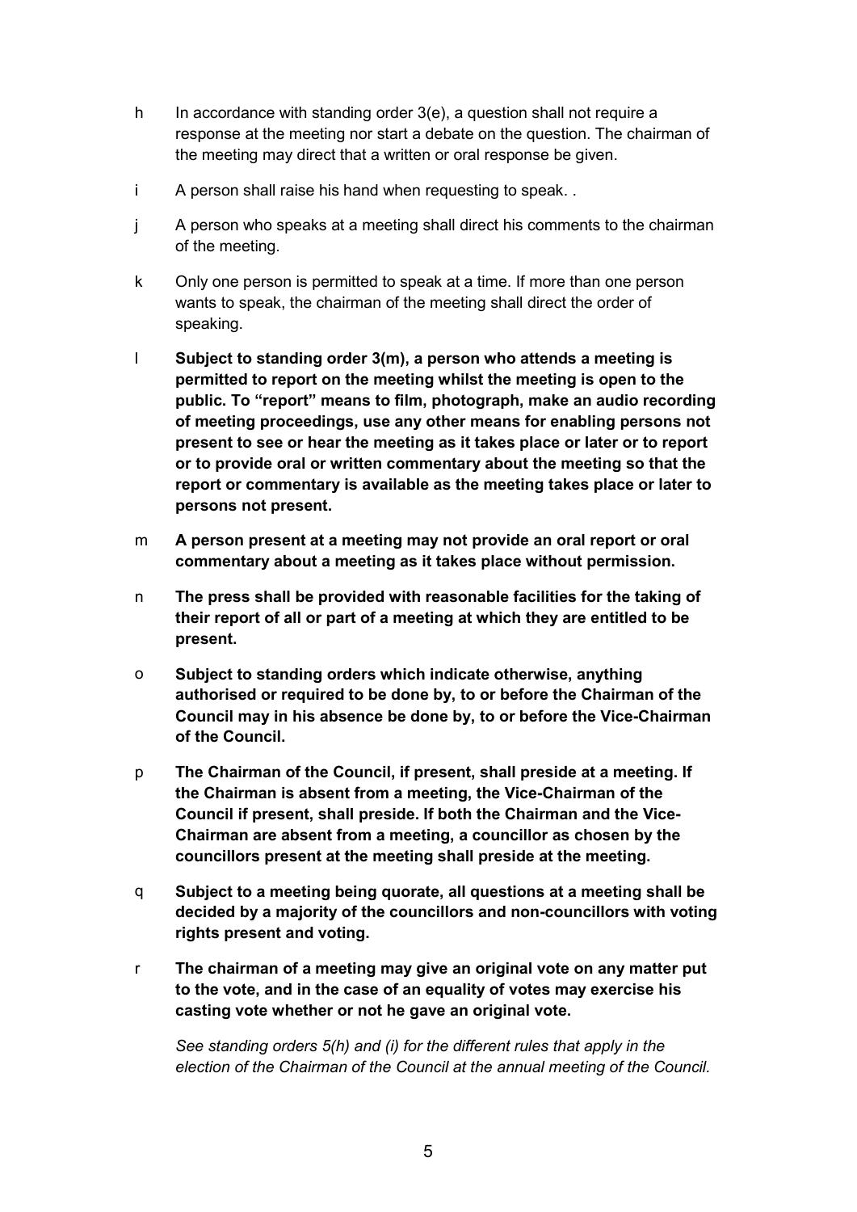h In accordance with standing order 3(e), a question shall not require a response at the meeting nor start a debate on the question. The chairman of the meeting may direct that a written or oral response be given.

i A person shall raise his hand when requesting to speak. .

j A person who speaks at a meeting shall direct his comments to the chairman of the meeting.

k Only one person is permitted to speak at a time. If more than one person wants to speak, the chairman of the meeting shall direct the order of speaking.

l **Subject to standing order 3(m), a person who attends a meeting is permitted to report on the meeting whilst the meeting is open to the public. To "report" means to film, photograph, make an audio recording of meeting proceedings, use any other means for enabling persons not present to see or hear the meeting as it takes place or later or to report or to provide oral or written commentary about the meeting so that the report or commentary is available as the meeting takes place or later to persons not present.**

m **A person present at a meeting may not provide an oral report or oral commentary about a meeting as it takes place without permission.**

n **The press shall be provided with reasonable facilities for the taking of their report of all or part of a meeting at which they are entitled to be present.**

o **Subject to standing orders which indicate otherwise, anything authorised or required to be done by, to or before the Chairman of the Council may in his absence be done by, to or before the Vice-Chairman of the Council.**

p **The Chairman of the Council, if present, shall preside at a meeting. If the Chairman is absent from a meeting, the Vice-Chairman of the Council if present, shall preside. If both the Chairman and the Vice-Chairman are absent from a meeting, a councillor as chosen by the councillors present at the meeting shall preside at the meeting.**

q **Subject to a meeting being quorate, all questions at a meeting shall be decided by a majority of the councillors and non-councillors with voting rights present and voting.**

r **The chairman of a meeting may give an original vote on any matter put to the vote, and in the case of an equality of votes may exercise his casting vote whether or not he gave an original vote.**

*See standing orders 5(h) and (i) for the different rules that apply in the election of the Chairman of the Council at the annual meeting of the Council.*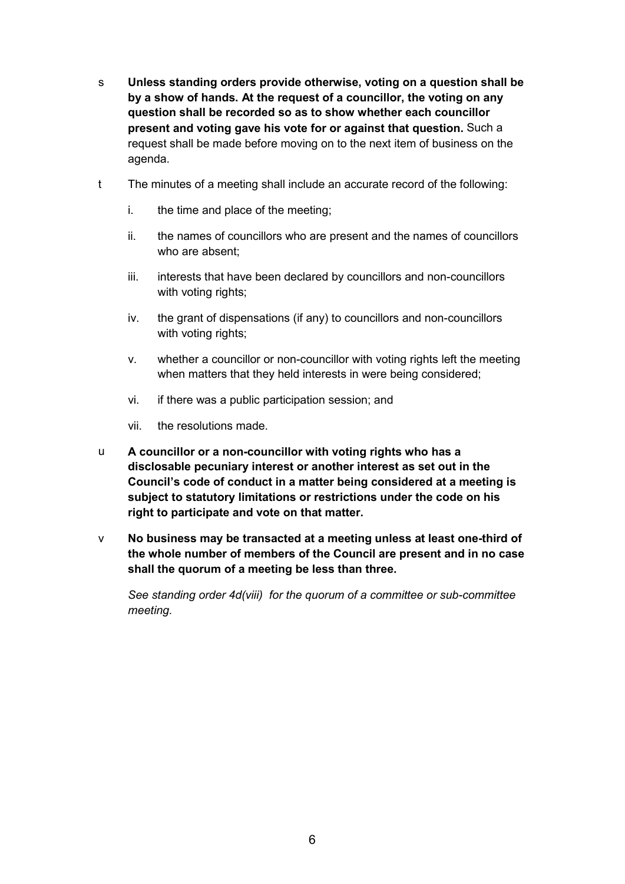s **Unless standing orders provide otherwise, voting on a question shall be by a show of hands. At the request of a councillor, the voting on any question shall be recorded so as to show whether each councillor present and voting gave his vote for or against that question.** Such a request shall be made before moving on to the next item of business on the agenda.

t The minutes of a meeting shall include an accurate record of the following:

   i. the time and place of the meeting;

   ii. the names of councillors who are present and the names of councillors who are absent;

   iii. interests that have been declared by councillors and non-councillors with voting rights;

   iv. the grant of dispensations (if any) to councillors and non-councillors with voting rights;

   v. whether a councillor or non-councillor with voting rights left the meeting when matters that they held interests in were being considered;

   vi. if there was a public participation session; and

   vii. the resolutions made.

u **A councillor or a non-councillor with voting rights who has a disclosable pecuniary interest or another interest as set out in the Council's code of conduct in a matter being considered at a meeting is subject to statutory limitations or restrictions under the code on his right to participate and vote on that matter.**

v **No business may be transacted at a meeting unless at least one-third of the whole number of members of the Council are present and in no case shall the quorum of a meeting be less than three.**

*See standing order 4d(viii) for the quorum of a committee or sub-committee meeting.*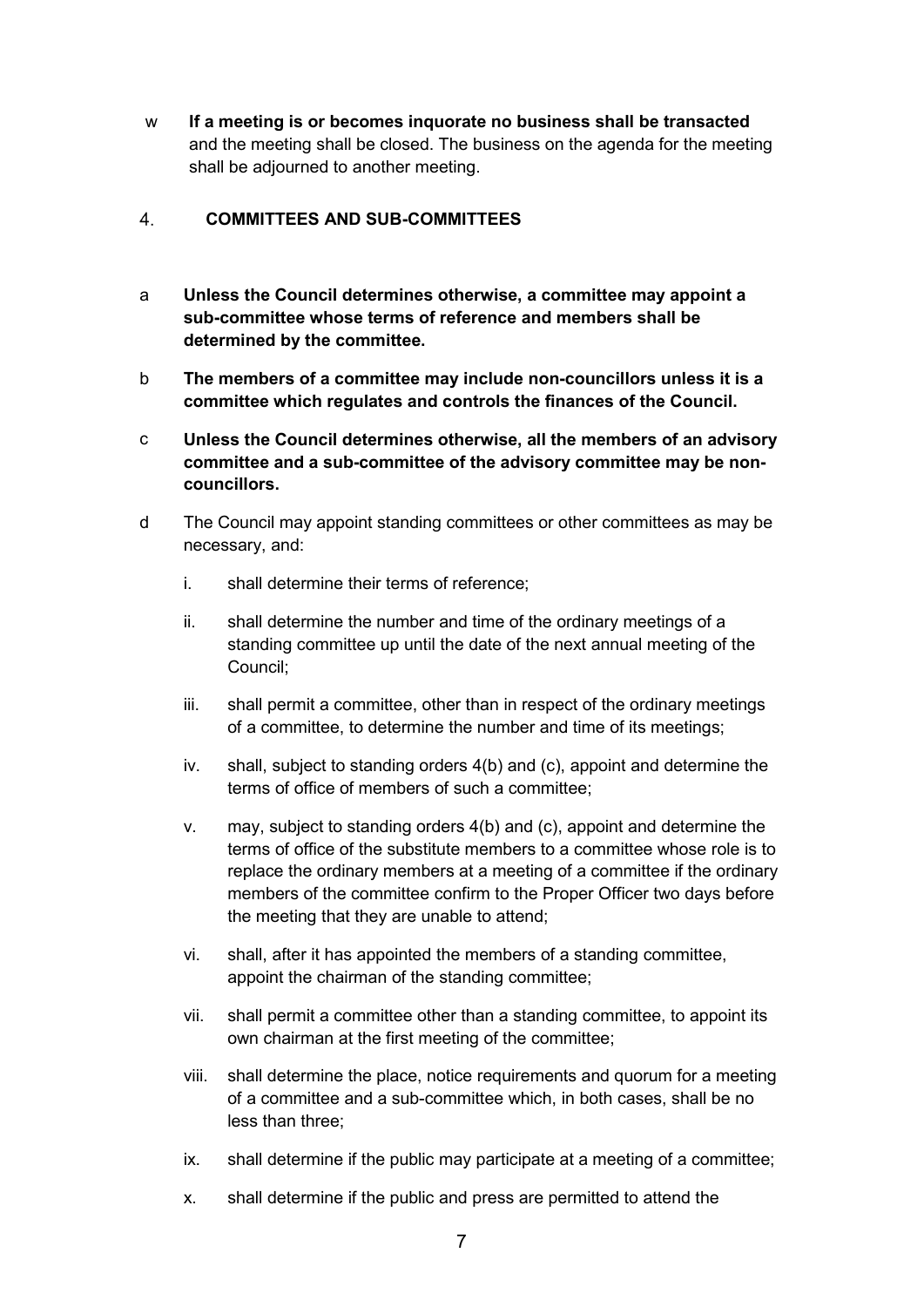w **If a meeting is or becomes inquorate no business shall be transacted** and the meeting shall be closed. The business on the agenda for the meeting shall be adjourned to another meeting.

## 4. COMMITTEES AND SUB-COMMITTEES

a **Unless the Council determines otherwise, a committee may appoint a sub-committee whose terms of reference and members shall be determined by the committee.**

b **The members of a committee may include non-councillors unless it is a committee which regulates and controls the finances of the Council.**

c **Unless the Council determines otherwise, all the members of an advisory committee and a sub-committee of the advisory committee may be non-councillors.**

d The Council may appoint standing committees or other committees as may be necessary, and:

i. shall determine their terms of reference;

ii. shall determine the number and time of the ordinary meetings of a standing committee up until the date of the next annual meeting of the Council;

iii. shall permit a committee, other than in respect of the ordinary meetings of a committee, to determine the number and time of its meetings;

iv. shall, subject to standing orders 4(b) and (c), appoint and determine the terms of office of members of such a committee;

v. may, subject to standing orders 4(b) and (c), appoint and determine the terms of office of the substitute members to a committee whose role is to replace the ordinary members at a meeting of a committee if the ordinary members of the committee confirm to the Proper Officer two days before the meeting that they are unable to attend;

vi. shall, after it has appointed the members of a standing committee, appoint the chairman of the standing committee;

vii. shall permit a committee other than a standing committee, to appoint its own chairman at the first meeting of the committee;

viii. shall determine the place, notice requirements and quorum for a meeting of a committee and a sub-committee which, in both cases, shall be no less than three;

ix. shall determine if the public may participate at a meeting of a committee;

x. shall determine if the public and press are permitted to attend the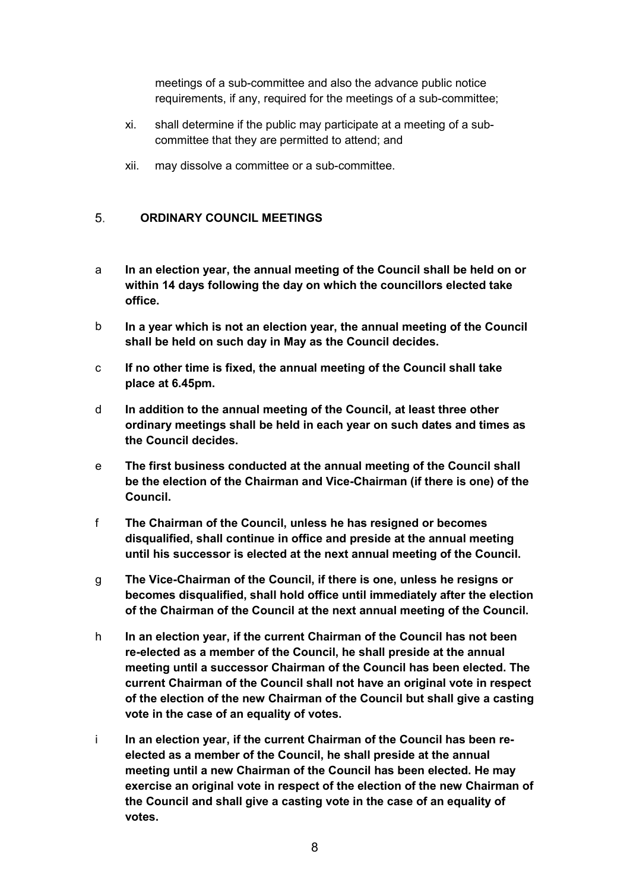meetings of a sub-committee and also the advance public notice requirements, if any, required for the meetings of a sub-committee;

xi. shall determine if the public may participate at a meeting of a sub-committee that they are permitted to attend; and

xii. may dissolve a committee or a sub-committee.

## 5. ORDINARY COUNCIL MEETINGS

a **In an election year, the annual meeting of the Council shall be held on or within 14 days following the day on which the councillors elected take office.**

b **In a year which is not an election year, the annual meeting of the Council shall be held on such day in May as the Council decides.**

c **If no other time is fixed, the annual meeting of the Council shall take place at 6.45pm.**

d **In addition to the annual meeting of the Council, at least three other ordinary meetings shall be held in each year on such dates and times as the Council decides.**

e **The first business conducted at the annual meeting of the Council shall be the election of the Chairman and Vice-Chairman (if there is one) of the Council.**

f **The Chairman of the Council, unless he has resigned or becomes disqualified, shall continue in office and preside at the annual meeting until his successor is elected at the next annual meeting of the Council.**

g **The Vice-Chairman of the Council, if there is one, unless he resigns or becomes disqualified, shall hold office until immediately after the election of the Chairman of the Council at the next annual meeting of the Council.**

h **In an election year, if the current Chairman of the Council has not been re-elected as a member of the Council, he shall preside at the annual meeting until a successor Chairman of the Council has been elected. The current Chairman of the Council shall not have an original vote in respect of the election of the new Chairman of the Council but shall give a casting vote in the case of an equality of votes.**

i **In an election year, if the current Chairman of the Council has been re-elected as a member of the Council, he shall preside at the annual meeting until a new Chairman of the Council has been elected. He may exercise an original vote in respect of the election of the new Chairman of the Council and shall give a casting vote in the case of an equality of votes.**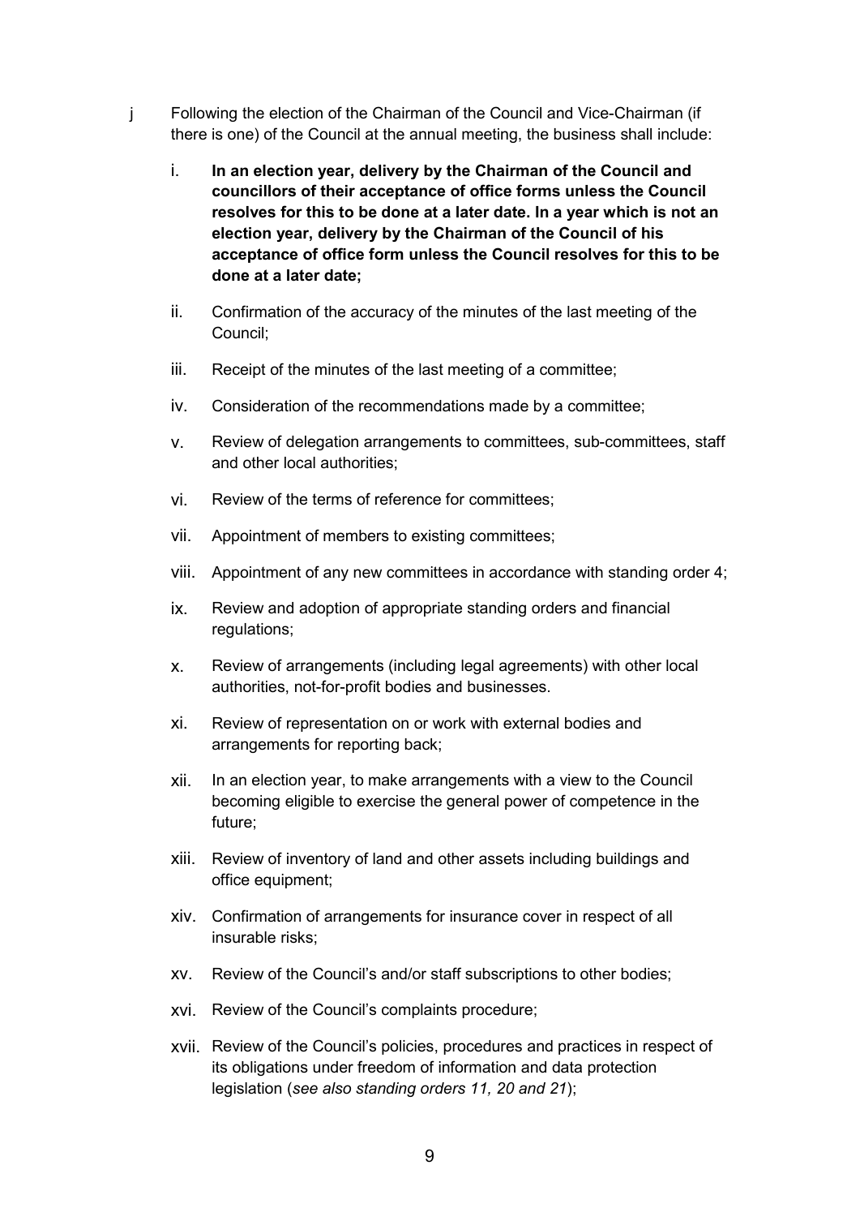j Following the election of the Chairman of the Council and Vice-Chairman (if there is one) of the Council at the annual meeting, the business shall include:

i. **In an election year, delivery by the Chairman of the Council and councillors of their acceptance of office forms unless the Council resolves for this to be done at a later date. In a year which is not an election year, delivery by the Chairman of the Council of his acceptance of office form unless the Council resolves for this to be done at a later date;**

ii. Confirmation of the accuracy of the minutes of the last meeting of the Council;

iii. Receipt of the minutes of the last meeting of a committee;

iv. Consideration of the recommendations made by a committee;

v. Review of delegation arrangements to committees, sub-committees, staff and other local authorities;

vi. Review of the terms of reference for committees;

vii. Appointment of members to existing committees;

viii. Appointment of any new committees in accordance with standing order 4;

ix. Review and adoption of appropriate standing orders and financial regulations;

x. Review of arrangements (including legal agreements) with other local authorities, not-for-profit bodies and businesses.

xi. Review of representation on or work with external bodies and arrangements for reporting back;

xii. In an election year, to make arrangements with a view to the Council becoming eligible to exercise the general power of competence in the future;

xiii. Review of inventory of land and other assets including buildings and office equipment;

xiv. Confirmation of arrangements for insurance cover in respect of all insurable risks;

xv. Review of the Council's and/or staff subscriptions to other bodies;

xvi. Review of the Council's complaints procedure;

xvii. Review of the Council's policies, procedures and practices in respect of its obligations under freedom of information and data protection legislation (*see also standing orders 11, 20 and 21*);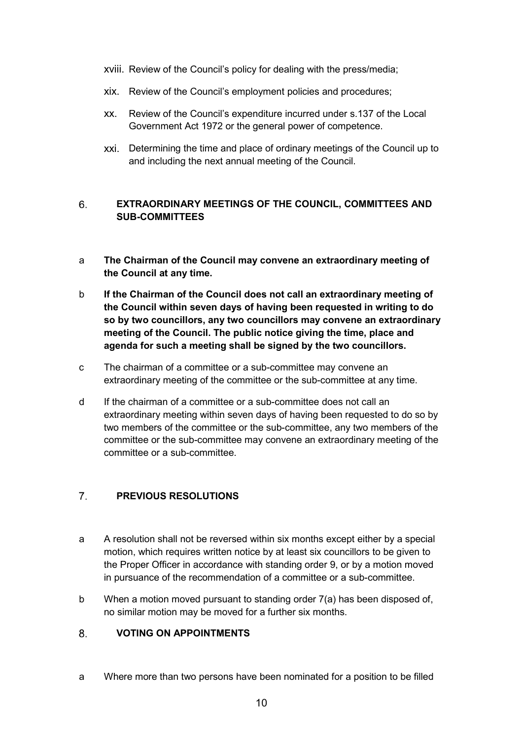xviii. Review of the Council's policy for dealing with the press/media;

xix. Review of the Council's employment policies and procedures;

xx. Review of the Council's expenditure incurred under s.137 of the Local Government Act 1972 or the general power of competence.

xxi. Determining the time and place of ordinary meetings of the Council up to and including the next annual meeting of the Council.

## 6. EXTRAORDINARY MEETINGS OF THE COUNCIL, COMMITTEES AND SUB-COMMITTEES

a **The Chairman of the Council may convene an extraordinary meeting of the Council at any time.**

b **If the Chairman of the Council does not call an extraordinary meeting of the Council within seven days of having been requested in writing to do so by two councillors, any two councillors may convene an extraordinary meeting of the Council. The public notice giving the time, place and agenda for such a meeting shall be signed by the two councillors.**

c The chairman of a committee or a sub-committee may convene an extraordinary meeting of the committee or the sub-committee at any time.

d If the chairman of a committee or a sub-committee does not call an extraordinary meeting within seven days of having been requested to do so by two members of the committee or the sub-committee, any two members of the committee or the sub-committee may convene an extraordinary meeting of the committee or a sub-committee.

## 7. PREVIOUS RESOLUTIONS

a A resolution shall not be reversed within six months except either by a special motion, which requires written notice by at least six councillors to be given to the Proper Officer in accordance with standing order 9, or by a motion moved in pursuance of the recommendation of a committee or a sub-committee.

b When a motion moved pursuant to standing order 7(a) has been disposed of, no similar motion may be moved for a further six months.

## 8. VOTING ON APPOINTMENTS

a Where more than two persons have been nominated for a position to be filled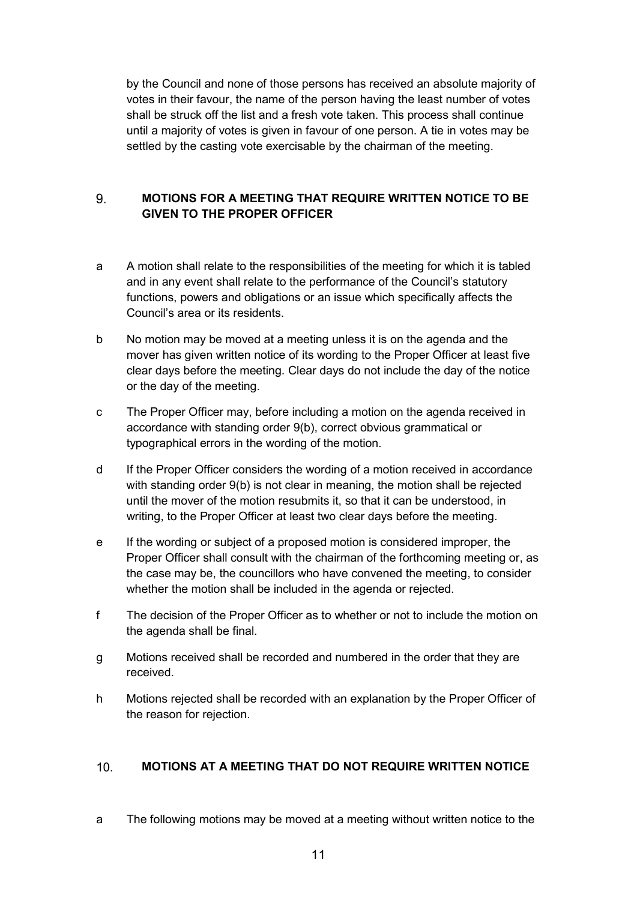by the Council and none of those persons has received an absolute majority of votes in their favour, the name of the person having the least number of votes shall be struck off the list and a fresh vote taken. This process shall continue until a majority of votes is given in favour of one person. A tie in votes may be settled by the casting vote exercisable by the chairman of the meeting.

## 9. MOTIONS FOR A MEETING THAT REQUIRE WRITTEN NOTICE TO BE GIVEN TO THE PROPER OFFICER

a A motion shall relate to the responsibilities of the meeting for which it is tabled and in any event shall relate to the performance of the Council's statutory functions, powers and obligations or an issue which specifically affects the Council's area or its residents.

b No motion may be moved at a meeting unless it is on the agenda and the mover has given written notice of its wording to the Proper Officer at least five clear days before the meeting. Clear days do not include the day of the notice or the day of the meeting.

c The Proper Officer may, before including a motion on the agenda received in accordance with standing order 9(b), correct obvious grammatical or typographical errors in the wording of the motion.

d If the Proper Officer considers the wording of a motion received in accordance with standing order 9(b) is not clear in meaning, the motion shall be rejected until the mover of the motion resubmits it, so that it can be understood, in writing, to the Proper Officer at least two clear days before the meeting.

e If the wording or subject of a proposed motion is considered improper, the Proper Officer shall consult with the chairman of the forthcoming meeting or, as the case may be, the councillors who have convened the meeting, to consider whether the motion shall be included in the agenda or rejected.

f The decision of the Proper Officer as to whether or not to include the motion on the agenda shall be final.

g Motions received shall be recorded and numbered in the order that they are received.

h Motions rejected shall be recorded with an explanation by the Proper Officer of the reason for rejection.

## 10. MOTIONS AT A MEETING THAT DO NOT REQUIRE WRITTEN NOTICE

a The following motions may be moved at a meeting without written notice to the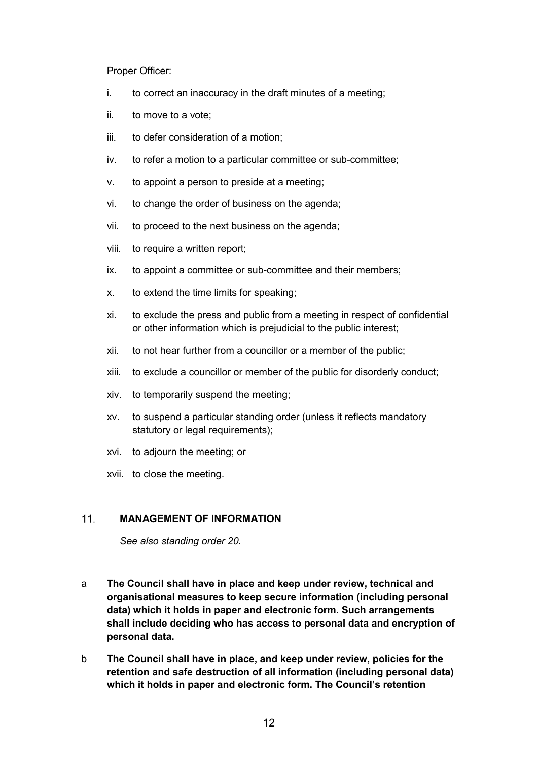Proper Officer:

i. to correct an inaccuracy in the draft minutes of a meeting;

ii. to move to a vote;

iii. to defer consideration of a motion;

iv. to refer a motion to a particular committee or sub-committee;

v. to appoint a person to preside at a meeting;

vi. to change the order of business on the agenda;

vii. to proceed to the next business on the agenda;

viii. to require a written report;

ix. to appoint a committee or sub-committee and their members;

x. to extend the time limits for speaking;

xi. to exclude the press and public from a meeting in respect of confidential or other information which is prejudicial to the public interest;

xii. to not hear further from a councillor or a member of the public;

xiii. to exclude a councillor or member of the public for disorderly conduct;

xiv. to temporarily suspend the meeting;

xv. to suspend a particular standing order (unless it reflects mandatory statutory or legal requirements);

xvi. to adjourn the meeting; or

xvii. to close the meeting.

## 11. MANAGEMENT OF INFORMATION

*See also standing order 20.*

a **The Council shall have in place and keep under review, technical and organisational measures to keep secure information (including personal data) which it holds in paper and electronic form. Such arrangements shall include deciding who has access to personal data and encryption of personal data.**

b **The Council shall have in place, and keep under review, policies for the retention and safe destruction of all information (including personal data) which it holds in paper and electronic form. The Council's retention**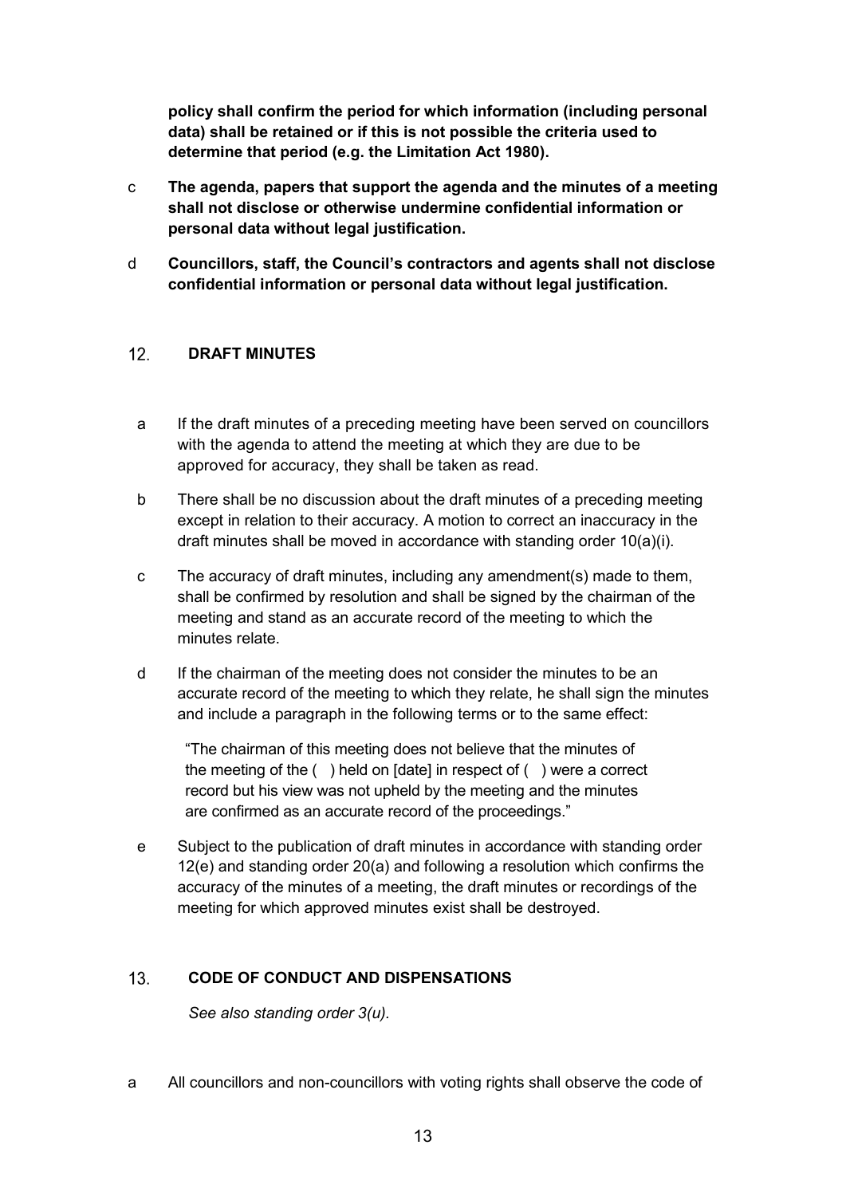**policy shall confirm the period for which information (including personal data) shall be retained or if this is not possible the criteria used to determine that period (e.g. the Limitation Act 1980).**

c **The agenda, papers that support the agenda and the minutes of a meeting shall not disclose or otherwise undermine confidential information or personal data without legal justification.**

d **Councillors, staff, the Council's contractors and agents shall not disclose confidential information or personal data without legal justification.**

## 12. DRAFT MINUTES

a If the draft minutes of a preceding meeting have been served on councillors with the agenda to attend the meeting at which they are due to be approved for accuracy, they shall be taken as read.

b There shall be no discussion about the draft minutes of a preceding meeting except in relation to their accuracy. A motion to correct an inaccuracy in the draft minutes shall be moved in accordance with standing order 10(a)(i).

c The accuracy of draft minutes, including any amendment(s) made to them, shall be confirmed by resolution and shall be signed by the chairman of the meeting and stand as an accurate record of the meeting to which the minutes relate.

d If the chairman of the meeting does not consider the minutes to be an accurate record of the meeting to which they relate, he shall sign the minutes and include a paragraph in the following terms or to the same effect:

"The chairman of this meeting does not believe that the minutes of the meeting of the ( ) held on [date] in respect of ( ) were a correct record but his view was not upheld by the meeting and the minutes are confirmed as an accurate record of the proceedings."

e Subject to the publication of draft minutes in accordance with standing order 12(e) and standing order 20(a) and following a resolution which confirms the accuracy of the minutes of a meeting, the draft minutes or recordings of the meeting for which approved minutes exist shall be destroyed.

## 13. CODE OF CONDUCT AND DISPENSATIONS

*See also standing order 3(u).*

a All councillors and non-councillors with voting rights shall observe the code of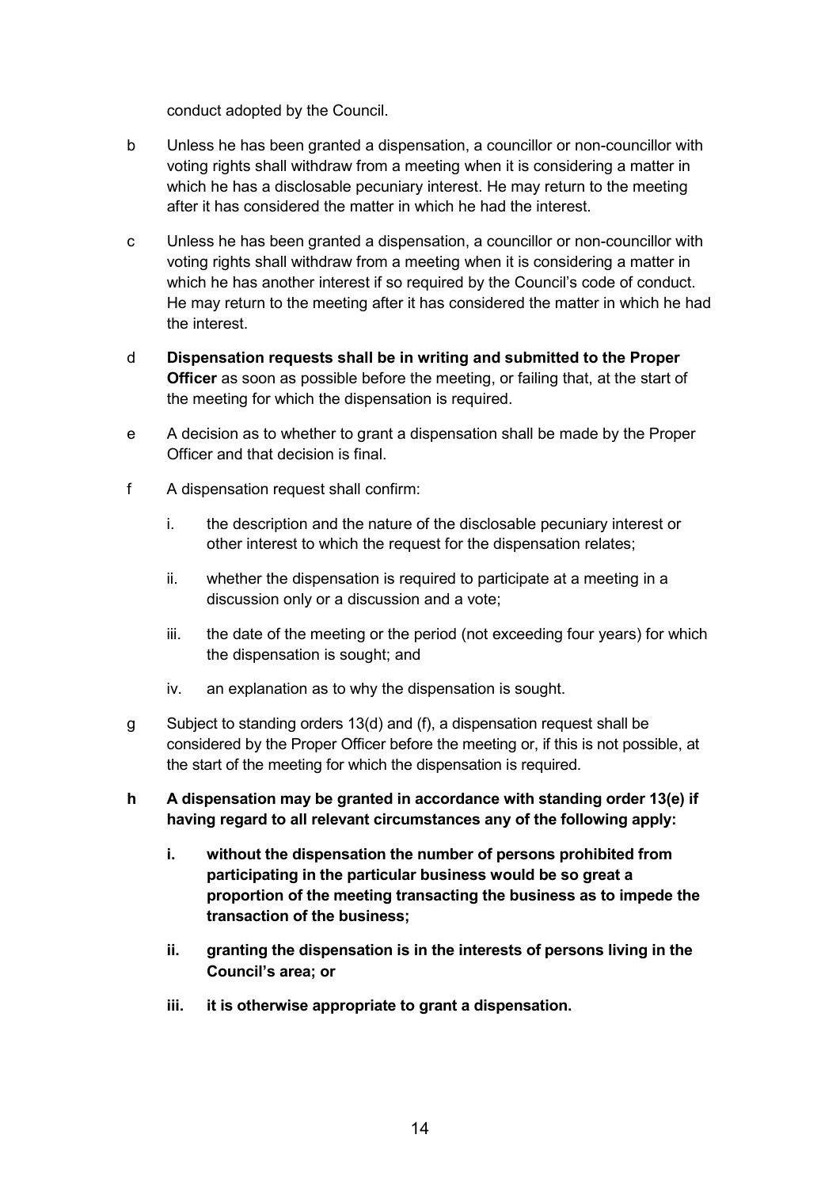conduct adopted by the Council.

b Unless he has been granted a dispensation, a councillor or non-councillor with voting rights shall withdraw from a meeting when it is considering a matter in which he has a disclosable pecuniary interest. He may return to the meeting after it has considered the matter in which he had the interest.

c Unless he has been granted a dispensation, a councillor or non-councillor with voting rights shall withdraw from a meeting when it is considering a matter in which he has another interest if so required by the Council's code of conduct. He may return to the meeting after it has considered the matter in which he had the interest.

d **Dispensation requests shall be in writing and submitted to the Proper Officer** as soon as possible before the meeting, or failing that, at the start of the meeting for which the dispensation is required.

e A decision as to whether to grant a dispensation shall be made by the Proper Officer and that decision is final.

f A dispensation request shall confirm:

   i. the description and the nature of the disclosable pecuniary interest or other interest to which the request for the dispensation relates;

   ii. whether the dispensation is required to participate at a meeting in a discussion only or a discussion and a vote;

   iii. the date of the meeting or the period (not exceeding four years) for which the dispensation is sought; and

   iv. an explanation as to why the dispensation is sought.

g Subject to standing orders 13(d) and (f), a dispensation request shall be considered by the Proper Officer before the meeting or, if this is not possible, at the start of the meeting for which the dispensation is required.

**h A dispensation may be granted in accordance with standing order 13(e) if having regard to all relevant circumstances any of the following apply:**

   **i. without the dispensation the number of persons prohibited from participating in the particular business would be so great a proportion of the meeting transacting the business as to impede the transaction of the business;**

   **ii. granting the dispensation is in the interests of persons living in the Council's area; or**

   **iii. it is otherwise appropriate to grant a dispensation.**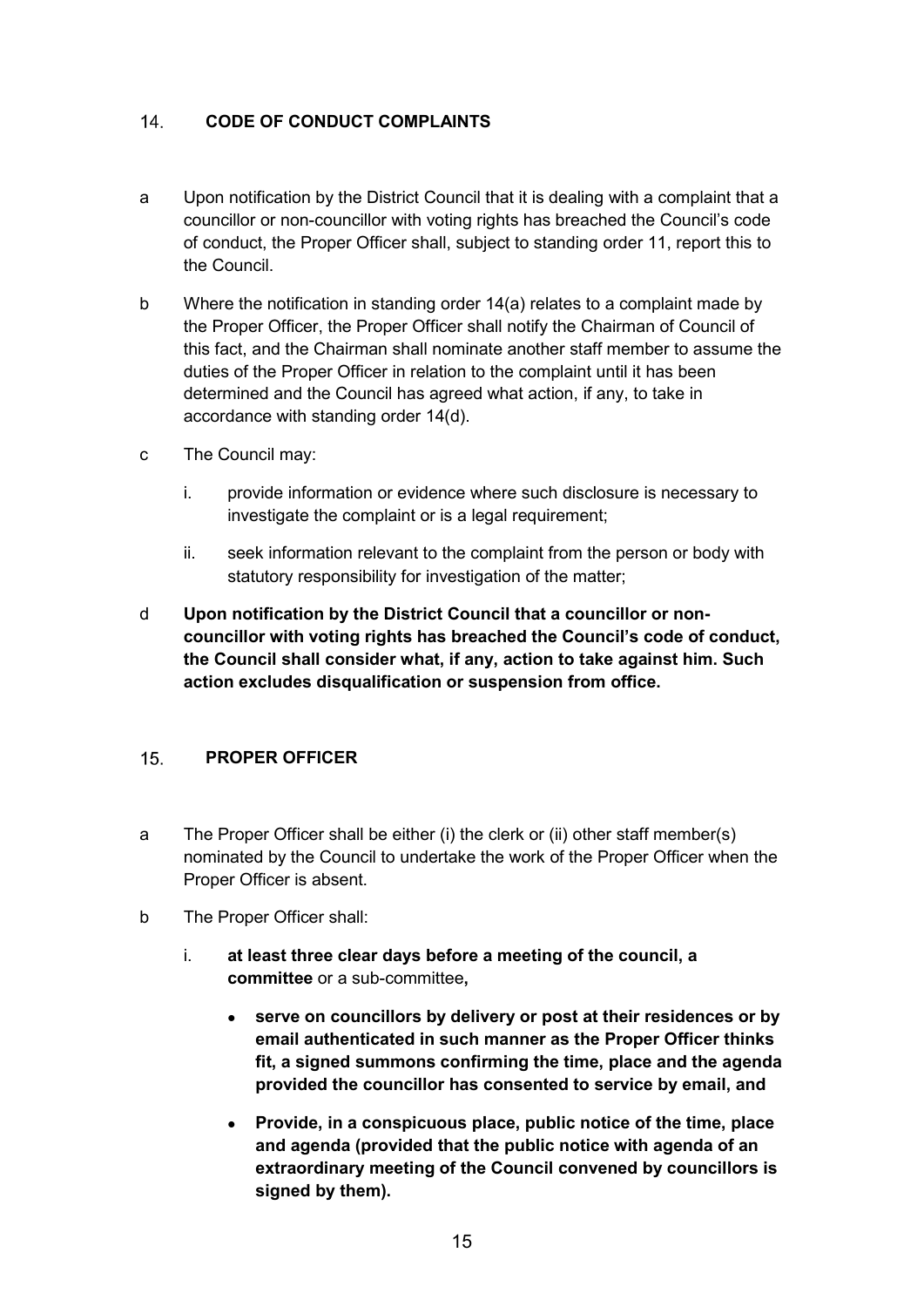## 14. CODE OF CONDUCT COMPLAINTS

a Upon notification by the District Council that it is dealing with a complaint that a councillor or non-councillor with voting rights has breached the Council's code of conduct, the Proper Officer shall, subject to standing order 11, report this to the Council.

b Where the notification in standing order 14(a) relates to a complaint made by the Proper Officer, the Proper Officer shall notify the Chairman of Council of this fact, and the Chairman shall nominate another staff member to assume the duties of the Proper Officer in relation to the complaint until it has been determined and the Council has agreed what action, if any, to take in accordance with standing order 14(d).

c The Council may:

   i. provide information or evidence where such disclosure is necessary to investigate the complaint or is a legal requirement;

   ii. seek information relevant to the complaint from the person or body with statutory responsibility for investigation of the matter;

d **Upon notification by the District Council that a councillor or non-councillor with voting rights has breached the Council's code of conduct, the Council shall consider what, if any, action to take against him. Such action excludes disqualification or suspension from office.**

## 15. PROPER OFFICER

a The Proper Officer shall be either (i) the clerk or (ii) other staff member(s) nominated by the Council to undertake the work of the Proper Officer when the Proper Officer is absent.

b The Proper Officer shall:

   i. **at least three clear days before a meeting of the council, a committee** or a sub-committee**,**

      - **serve on councillors by delivery or post at their residences or by email authenticated in such manner as the Proper Officer thinks fit, a signed summons confirming the time, place and the agenda provided the councillor has consented to service by email, and**
      - **Provide, in a conspicuous place, public notice of the time, place and agenda (provided that the public notice with agenda of an extraordinary meeting of the Council convened by councillors is signed by them).**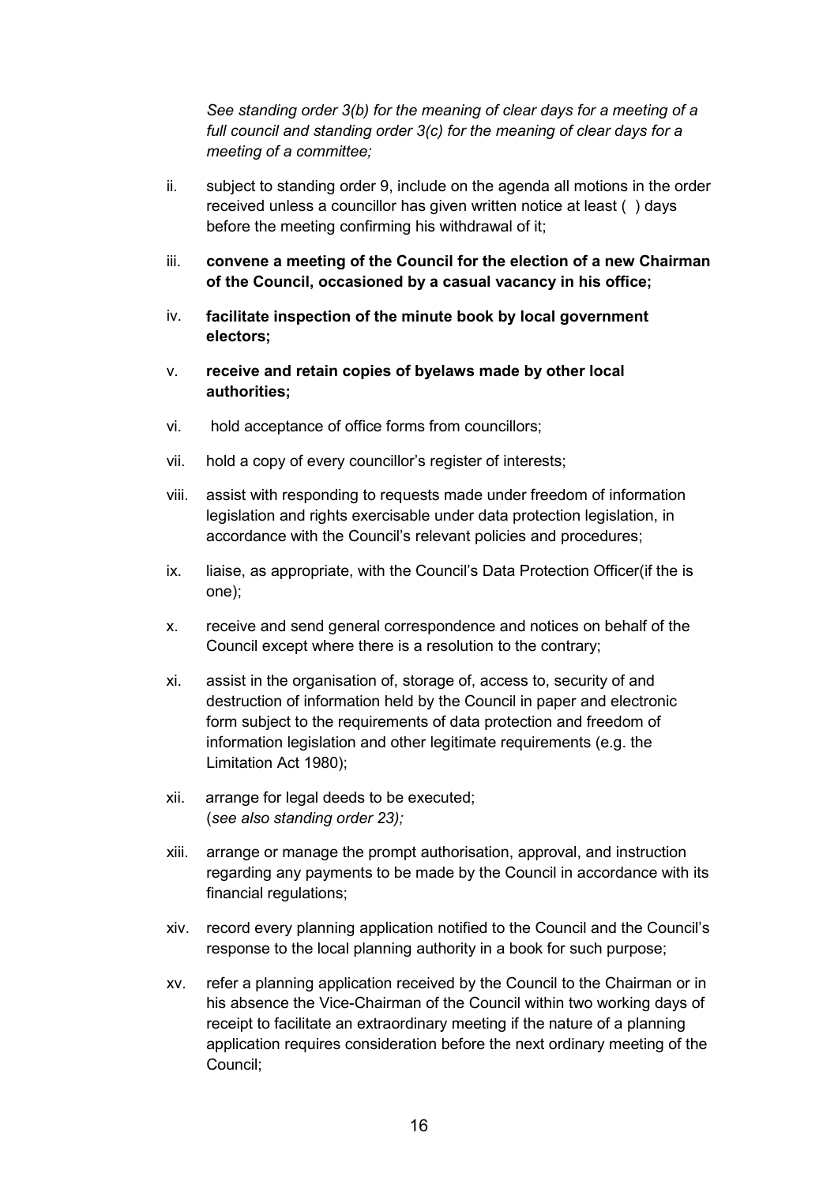*See standing order 3(b) for the meaning of clear days for a meeting of a full council and standing order 3(c) for the meaning of clear days for a meeting of a committee;*

ii. subject to standing order 9, include on the agenda all motions in the order received unless a councillor has given written notice at least ( ) days before the meeting confirming his withdrawal of it;

iii. **convene a meeting of the Council for the election of a new Chairman of the Council, occasioned by a casual vacancy in his office;**

iv. **facilitate inspection of the minute book by local government electors;**

v. **receive and retain copies of byelaws made by other local authorities;**

vi. hold acceptance of office forms from councillors;

vii. hold a copy of every councillor's register of interests;

viii. assist with responding to requests made under freedom of information legislation and rights exercisable under data protection legislation, in accordance with the Council's relevant policies and procedures;

ix. liaise, as appropriate, with the Council's Data Protection Officer(if the is one);

x. receive and send general correspondence and notices on behalf of the Council except where there is a resolution to the contrary;

xi. assist in the organisation of, storage of, access to, security of and destruction of information held by the Council in paper and electronic form subject to the requirements of data protection and freedom of information legislation and other legitimate requirements (e.g. the Limitation Act 1980);

xii. arrange for legal deeds to be executed;
(*see also standing order 23);*

xiii. arrange or manage the prompt authorisation, approval, and instruction regarding any payments to be made by the Council in accordance with its financial regulations;

xiv. record every planning application notified to the Council and the Council's response to the local planning authority in a book for such purpose;

xv. refer a planning application received by the Council to the Chairman or in his absence the Vice-Chairman of the Council within two working days of receipt to facilitate an extraordinary meeting if the nature of a planning application requires consideration before the next ordinary meeting of the Council;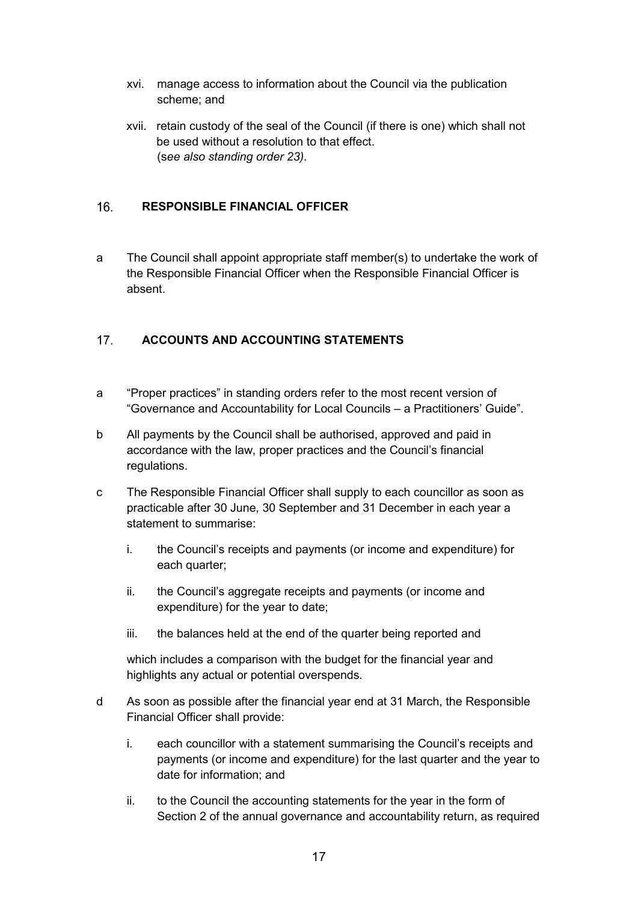xvi. manage access to information about the Council via the publication scheme; and

xvii. retain custody of the seal of the Council (if there is one) which shall not be used without a resolution to that effect.
(*see also standing order 23).*

## 16. RESPONSIBLE FINANCIAL OFFICER

a The Council shall appoint appropriate staff member(s) to undertake the work of the Responsible Financial Officer when the Responsible Financial Officer is absent.

## 17. ACCOUNTS AND ACCOUNTING STATEMENTS

a “Proper practices” in standing orders refer to the most recent version of “Governance and Accountability for Local Councils – a Practitioners’ Guide”.

b All payments by the Council shall be authorised, approved and paid in accordance with the law, proper practices and the Council’s financial regulations.

c The Responsible Financial Officer shall supply to each councillor as soon as practicable after 30 June, 30 September and 31 December in each year a statement to summarise:

i. the Council’s receipts and payments (or income and expenditure) for each quarter;

ii. the Council’s aggregate receipts and payments (or income and expenditure) for the year to date;

iii. the balances held at the end of the quarter being reported and

which includes a comparison with the budget for the financial year and highlights any actual or potential overspends.

d As soon as possible after the financial year end at 31 March, the Responsible Financial Officer shall provide:

i. each councillor with a statement summarising the Council’s receipts and payments (or income and expenditure) for the last quarter and the year to date for information; and

ii. to the Council the accounting statements for the year in the form of Section 2 of the annual governance and accountability return, as required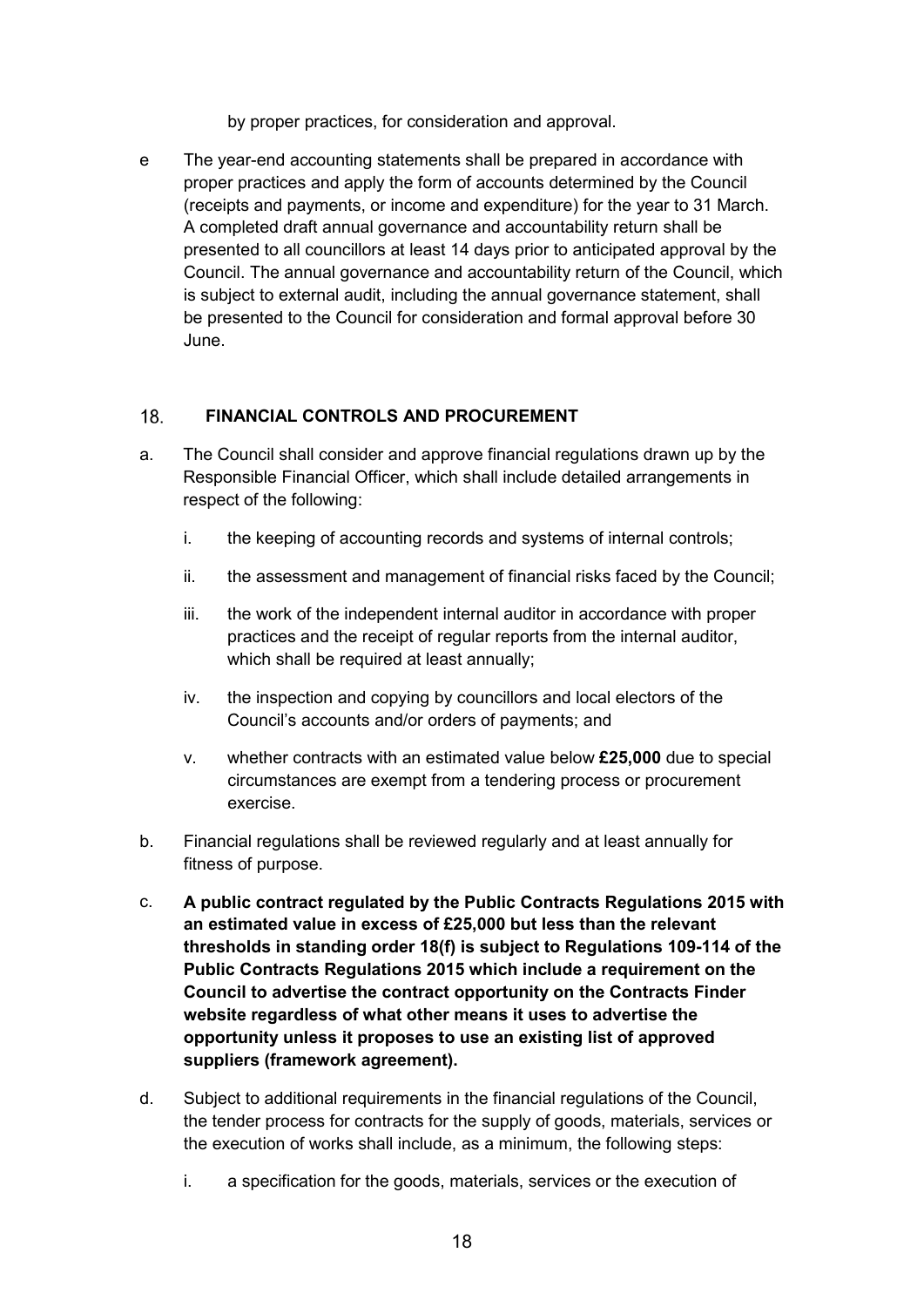by proper practices, for consideration and approval.

e The year-end accounting statements shall be prepared in accordance with proper practices and apply the form of accounts determined by the Council (receipts and payments, or income and expenditure) for the year to 31 March. A completed draft annual governance and accountability return shall be presented to all councillors at least 14 days prior to anticipated approval by the Council. The annual governance and accountability return of the Council, which is subject to external audit, including the annual governance statement, shall be presented to the Council for consideration and formal approval before 30 June.

## 18. FINANCIAL CONTROLS AND PROCUREMENT

a. The Council shall consider and approve financial regulations drawn up by the Responsible Financial Officer, which shall include detailed arrangements in respect of the following:

   i. the keeping of accounting records and systems of internal controls;

   ii. the assessment and management of financial risks faced by the Council;

   iii. the work of the independent internal auditor in accordance with proper practices and the receipt of regular reports from the internal auditor, which shall be required at least annually;

   iv. the inspection and copying by councillors and local electors of the Council's accounts and/or orders of payments; and

   v. whether contracts with an estimated value below **£25,000** due to special circumstances are exempt from a tendering process or procurement exercise.

b. Financial regulations shall be reviewed regularly and at least annually for fitness of purpose.

c. **A public contract regulated by the Public Contracts Regulations 2015 with an estimated value in excess of £25,000 but less than the relevant thresholds in standing order 18(f) is subject to Regulations 109-114 of the Public Contracts Regulations 2015 which include a requirement on the Council to advertise the contract opportunity on the Contracts Finder website regardless of what other means it uses to advertise the opportunity unless it proposes to use an existing list of approved suppliers (framework agreement).**

d. Subject to additional requirements in the financial regulations of the Council, the tender process for contracts for the supply of goods, materials, services or the execution of works shall include, as a minimum, the following steps:

   i. a specification for the goods, materials, services or the execution of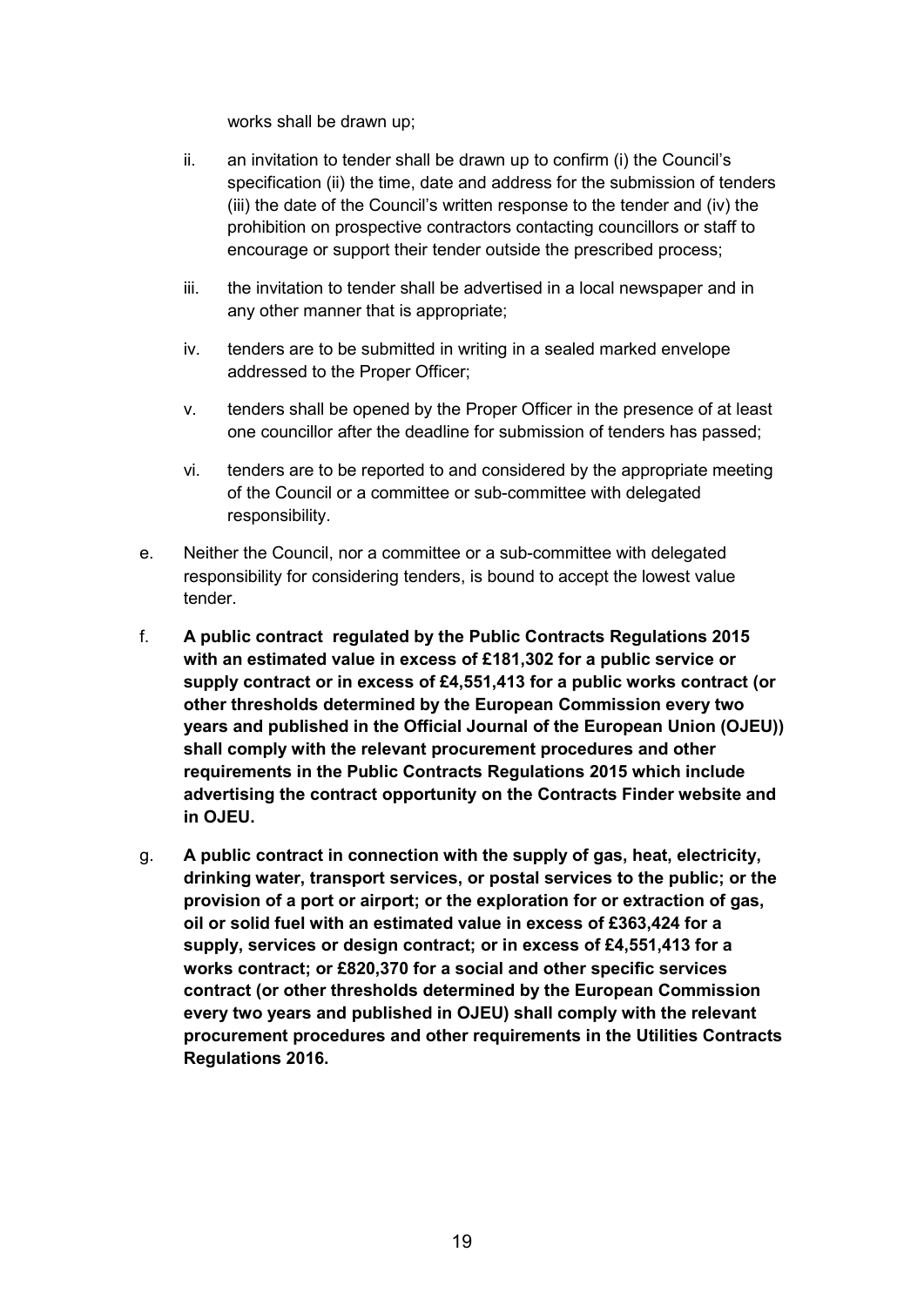works shall be drawn up;

ii. an invitation to tender shall be drawn up to confirm (i) the Council's specification (ii) the time, date and address for the submission of tenders (iii) the date of the Council's written response to the tender and (iv) the prohibition on prospective contractors contacting councillors or staff to encourage or support their tender outside the prescribed process;

iii. the invitation to tender shall be advertised in a local newspaper and in any other manner that is appropriate;

iv. tenders are to be submitted in writing in a sealed marked envelope addressed to the Proper Officer;

v. tenders shall be opened by the Proper Officer in the presence of at least one councillor after the deadline for submission of tenders has passed;

vi. tenders are to be reported to and considered by the appropriate meeting of the Council or a committee or sub-committee with delegated responsibility.

e. Neither the Council, nor a committee or a sub-committee with delegated responsibility for considering tenders, is bound to accept the lowest value tender.

f. **A public contract regulated by the Public Contracts Regulations 2015 with an estimated value in excess of £181,302 for a public service or supply contract or in excess of £4,551,413 for a public works contract (or other thresholds determined by the European Commission every two years and published in the Official Journal of the European Union (OJEU)) shall comply with the relevant procurement procedures and other requirements in the Public Contracts Regulations 2015 which include advertising the contract opportunity on the Contracts Finder website and in OJEU.**

g. **A public contract in connection with the supply of gas, heat, electricity, drinking water, transport services, or postal services to the public; or the provision of a port or airport; or the exploration for or extraction of gas, oil or solid fuel with an estimated value in excess of £363,424 for a supply, services or design contract; or in excess of £4,551,413 for a works contract; or £820,370 for a social and other specific services contract (or other thresholds determined by the European Commission every two years and published in OJEU) shall comply with the relevant procurement procedures and other requirements in the Utilities Contracts Regulations 2016.**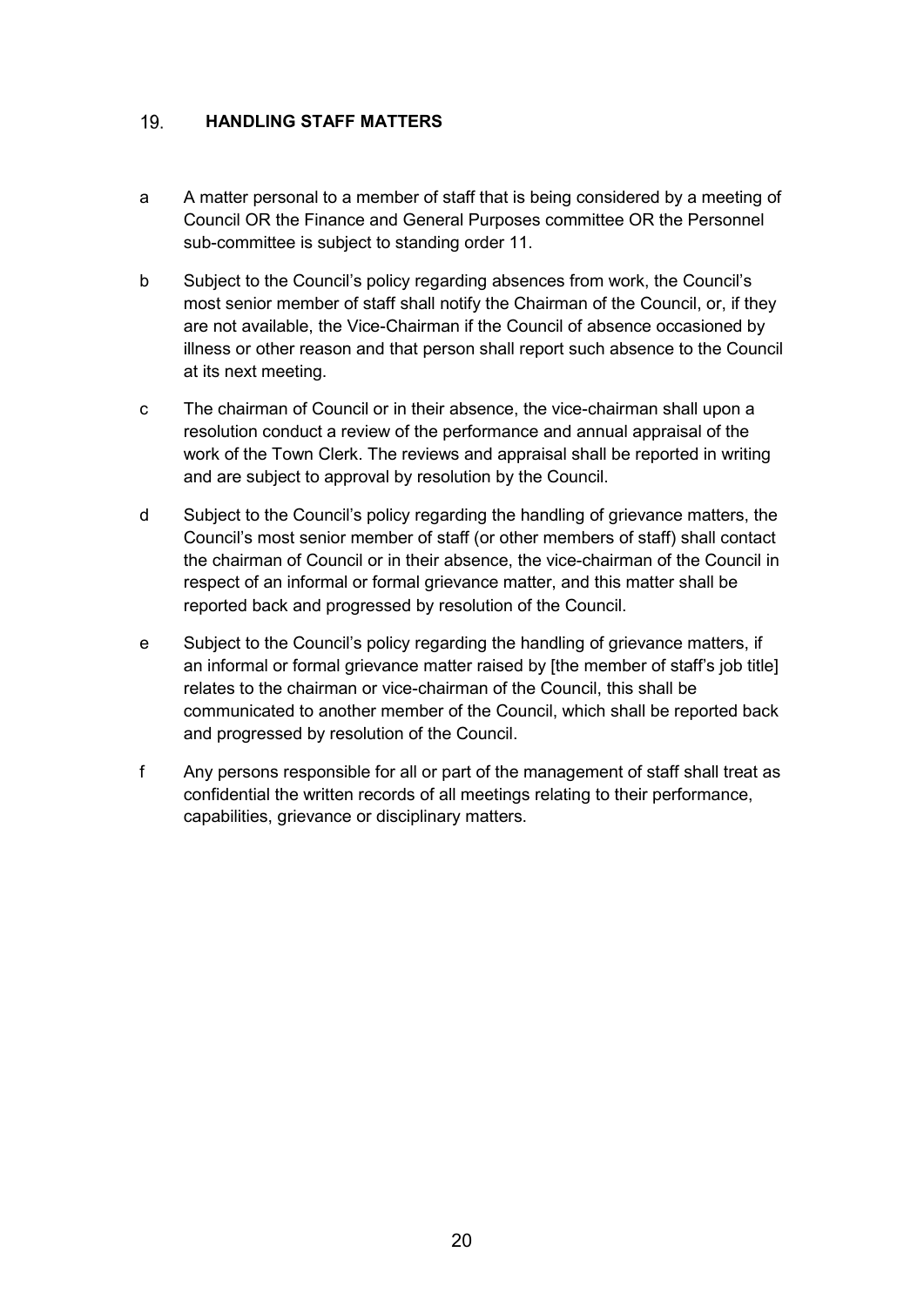## 19. HANDLING STAFF MATTERS

a A matter personal to a member of staff that is being considered by a meeting of Council OR the Finance and General Purposes committee OR the Personnel sub-committee is subject to standing order 11.

b Subject to the Council's policy regarding absences from work, the Council's most senior member of staff shall notify the Chairman of the Council, or, if they are not available, the Vice-Chairman if the Council of absence occasioned by illness or other reason and that person shall report such absence to the Council at its next meeting.

c The chairman of Council or in their absence, the vice-chairman shall upon a resolution conduct a review of the performance and annual appraisal of the work of the Town Clerk. The reviews and appraisal shall be reported in writing and are subject to approval by resolution by the Council.

d Subject to the Council's policy regarding the handling of grievance matters, the Council's most senior member of staff (or other members of staff) shall contact the chairman of Council or in their absence, the vice-chairman of the Council in respect of an informal or formal grievance matter, and this matter shall be reported back and progressed by resolution of the Council.

e Subject to the Council's policy regarding the handling of grievance matters, if an informal or formal grievance matter raised by [the member of staff's job title] relates to the chairman or vice-chairman of the Council, this shall be communicated to another member of the Council, which shall be reported back and progressed by resolution of the Council.

f Any persons responsible for all or part of the management of staff shall treat as confidential the written records of all meetings relating to their performance, capabilities, grievance or disciplinary matters.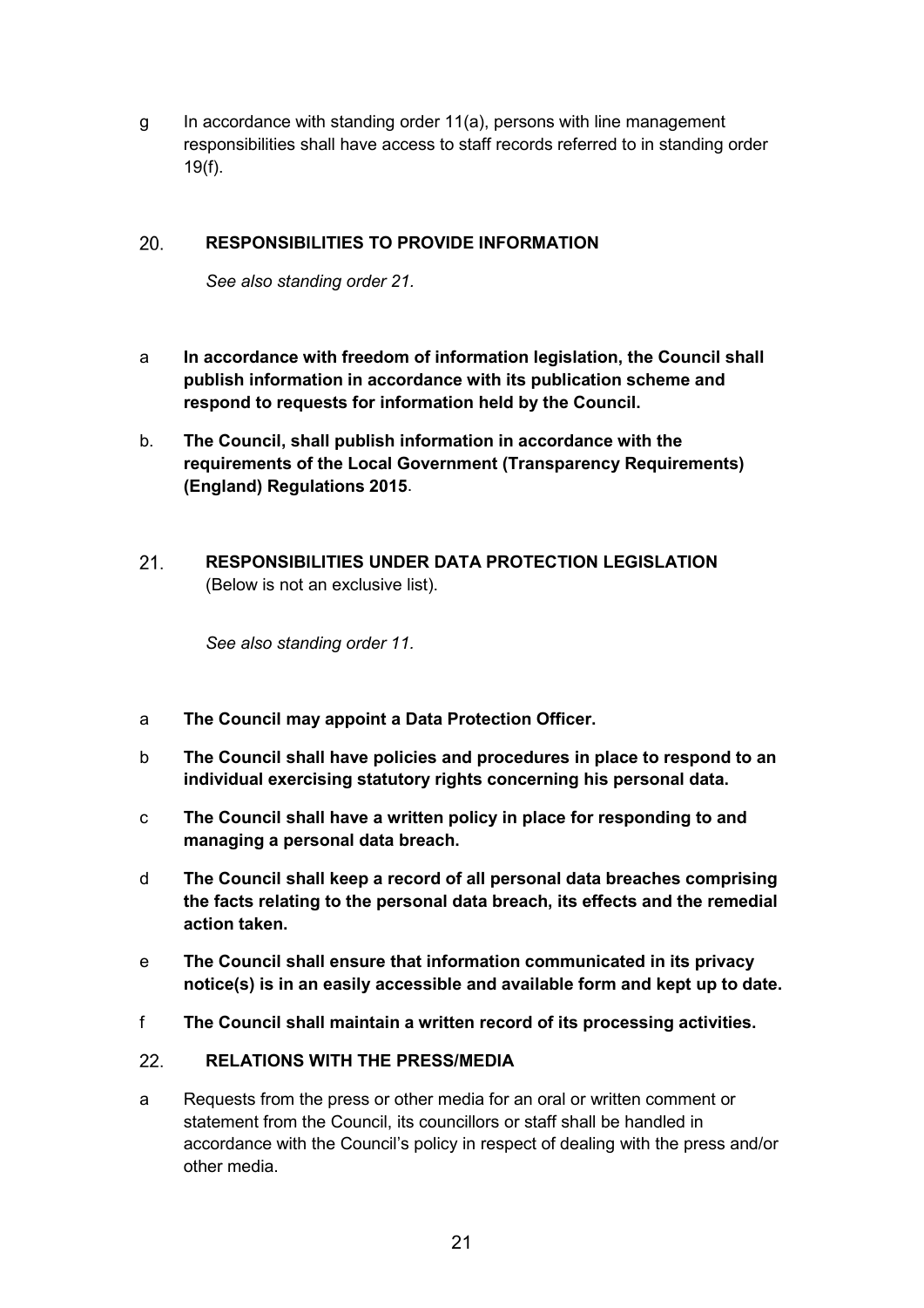g In accordance with standing order 11(a), persons with line management responsibilities shall have access to staff records referred to in standing order 19(f).

## 20. RESPONSIBILITIES TO PROVIDE INFORMATION

*See also standing order 21.*

a **In accordance with freedom of information legislation, the Council shall publish information in accordance with its publication scheme and respond to requests for information held by the Council.**

b. **The Council, shall publish information in accordance with the requirements of the Local Government (Transparency Requirements) (England) Regulations 2015**.

## 21. RESPONSIBILITIES UNDER DATA PROTECTION LEGISLATION

(Below is not an exclusive list).

*See also standing order 11.*

a **The Council may appoint a Data Protection Officer.**

b **The Council shall have policies and procedures in place to respond to an individual exercising statutory rights concerning his personal data.**

c **The Council shall have a written policy in place for responding to and managing a personal data breach.**

d **The Council shall keep a record of all personal data breaches comprising the facts relating to the personal data breach, its effects and the remedial action taken.**

e **The Council shall ensure that information communicated in its privacy notice(s) is in an easily accessible and available form and kept up to date.**

f **The Council shall maintain a written record of its processing activities.**

## 22. RELATIONS WITH THE PRESS/MEDIA

a Requests from the press or other media for an oral or written comment or statement from the Council, its councillors or staff shall be handled in accordance with the Council's policy in respect of dealing with the press and/or other media.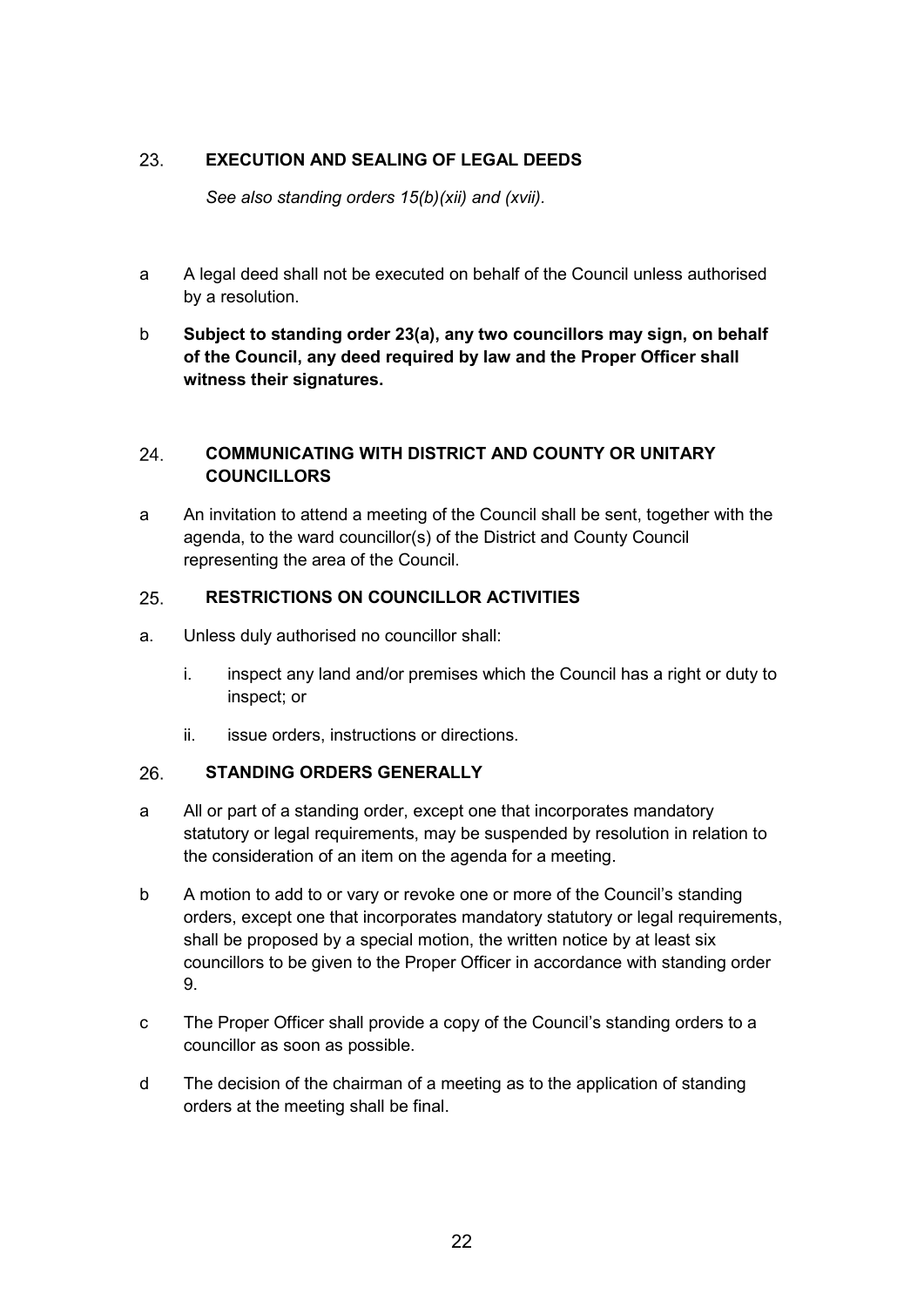## 23. EXECUTION AND SEALING OF LEGAL DEEDS

*See also standing orders 15(b)(xii) and (xvii).*

a A legal deed shall not be executed on behalf of the Council unless authorised by a resolution.

b **Subject to standing order 23(a), any two councillors may sign, on behalf of the Council, any deed required by law and the Proper Officer shall witness their signatures.**

## 24. COMMUNICATING WITH DISTRICT AND COUNTY OR UNITARY COUNCILLORS

a An invitation to attend a meeting of the Council shall be sent, together with the agenda, to the ward councillor(s) of the District and County Council representing the area of the Council.

## 25. RESTRICTIONS ON COUNCILLOR ACTIVITIES

a. Unless duly authorised no councillor shall:

   i. inspect any land and/or premises which the Council has a right or duty to inspect; or

   ii. issue orders, instructions or directions.

## 26. STANDING ORDERS GENERALLY

a All or part of a standing order, except one that incorporates mandatory statutory or legal requirements, may be suspended by resolution in relation to the consideration of an item on the agenda for a meeting.

b A motion to add to or vary or revoke one or more of the Council's standing orders, except one that incorporates mandatory statutory or legal requirements, shall be proposed by a special motion, the written notice by at least six councillors to be given to the Proper Officer in accordance with standing order 9.

c The Proper Officer shall provide a copy of the Council's standing orders to a councillor as soon as possible.

d The decision of the chairman of a meeting as to the application of standing orders at the meeting shall be final.